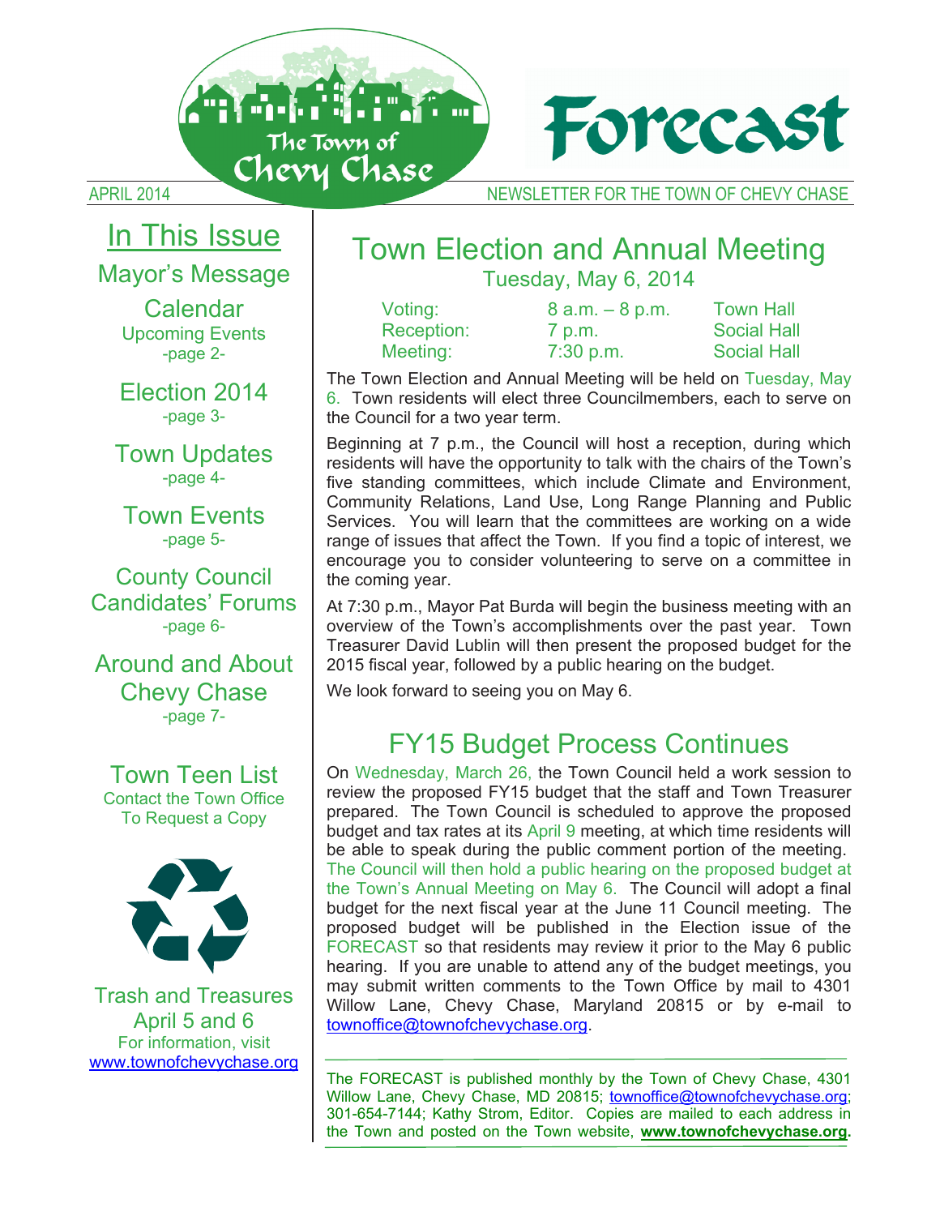# Forecast

The Town of Chevy Chase

APRIL 2014 NEWSLETTER FOR THE TOWN OF CHEVY CHASE

## In This Issue

Mayor's Message

Calendar
Upcoming Events
-page 2-

Election 2014
-page 3-

Town Updates
-page 4-

Town Events
-page 5-

County Council Candidates' Forums
-page 6-

Around and About Chevy Chase
-page 7-

Town Teen List
Contact the Town Office To Request a Copy

Trash and Treasures
April 5 and 6
For information, visit www.townofchevychase.org

## Town Election and Annual Meeting

Tuesday, May 6, 2014

| | | |
|---|---|---|
| Voting: | 8 a.m. – 8 p.m. | Town Hall |
| Reception: | 7 p.m. | Social Hall |
| Meeting: | 7:30 p.m. | Social Hall |

The Town Election and Annual Meeting will be held on Tuesday, May 6. Town residents will elect three Councilmembers, each to serve on the Council for a two year term.

Beginning at 7 p.m., the Council will host a reception, during which residents will have the opportunity to talk with the chairs of the Town's five standing committees, which include Climate and Environment, Community Relations, Land Use, Long Range Planning and Public Services. You will learn that the committees are working on a wide range of issues that affect the Town. If you find a topic of interest, we encourage you to consider volunteering to serve on a committee in the coming year.

At 7:30 p.m., Mayor Pat Burda will begin the business meeting with an overview of the Town's accomplishments over the past year. Town Treasurer David Lublin will then present the proposed budget for the 2015 fiscal year, followed by a public hearing on the budget.

We look forward to seeing you on May 6.

## FY15 Budget Process Continues

On Wednesday, March 26, the Town Council held a work session to review the proposed FY15 budget that the staff and Town Treasurer prepared. The Town Council is scheduled to approve the proposed budget and tax rates at its April 9 meeting, at which time residents will be able to speak during the public comment portion of the meeting. The Council will then hold a public hearing on the proposed budget at the Town's Annual Meeting on May 6. The Council will adopt a final budget for the next fiscal year at the June 11 Council meeting. The proposed budget will be published in the Election issue of the FORECAST so that residents may review it prior to the May 6 public hearing. If you are unable to attend any of the budget meetings, you may submit written comments to the Town Office by mail to 4301 Willow Lane, Chevy Chase, Maryland 20815 or by e-mail to townoffice@townofchevychase.org.

---

The FORECAST is published monthly by the Town of Chevy Chase, 4301 Willow Lane, Chevy Chase, MD 20815; townoffice@townofchevychase.org; 301-654-7144; Kathy Strom, Editor. Copies are mailed to each address in the Town and posted on the Town website, **www.townofchevychase.org**.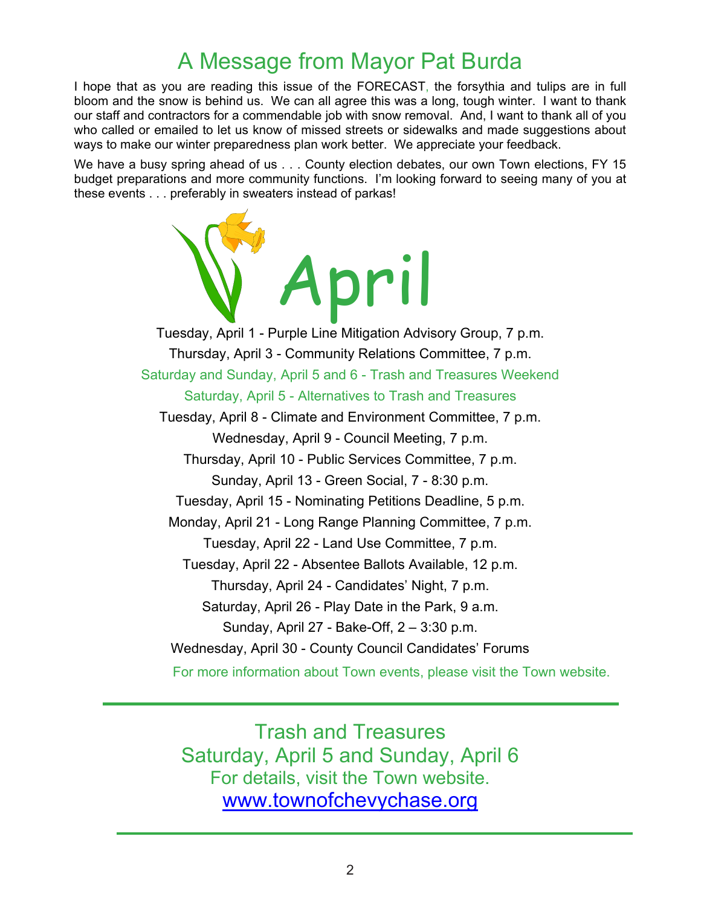# A Message from Mayor Pat Burda

I hope that as you are reading this issue of the FORECAST, the forsythia and tulips are in full bloom and the snow is behind us. We can all agree this was a long, tough winter. I want to thank our staff and contractors for a commendable job with snow removal. And, I want to thank all of you who called or emailed to let us know of missed streets or sidewalks and made suggestions about ways to make our winter preparedness plan work better. We appreciate your feedback.

We have a busy spring ahead of us . . . County election debates, our own Town elections, FY 15 budget preparations and more community functions. I'm looking forward to seeing many of you at these events . . . preferably in sweaters instead of parkas!

## April

Tuesday, April 1 - Purple Line Mitigation Advisory Group, 7 p.m.

Thursday, April 3 - Community Relations Committee, 7 p.m.

Saturday and Sunday, April 5 and 6 - Trash and Treasures Weekend

Saturday, April 5 - Alternatives to Trash and Treasures

Tuesday, April 8 - Climate and Environment Committee, 7 p.m.

Wednesday, April 9 - Council Meeting, 7 p.m.

Thursday, April 10 - Public Services Committee, 7 p.m.

Sunday, April 13 - Green Social, 7 - 8:30 p.m.

Tuesday, April 15 - Nominating Petitions Deadline, 5 p.m.

Monday, April 21 - Long Range Planning Committee, 7 p.m.

Tuesday, April 22 - Land Use Committee, 7 p.m.

Tuesday, April 22 - Absentee Ballots Available, 12 p.m.

Thursday, April 24 - Candidates' Night, 7 p.m.

Saturday, April 26 - Play Date in the Park, 9 a.m.

Sunday, April 27 - Bake-Off, 2 – 3:30 p.m.

Wednesday, April 30 - County Council Candidates' Forums

For more information about Town events, please visit the Town website.

---

## Trash and Treasures
## Saturday, April 5 and Sunday, April 6

For details, visit the Town website.

www.townofchevychase.org

---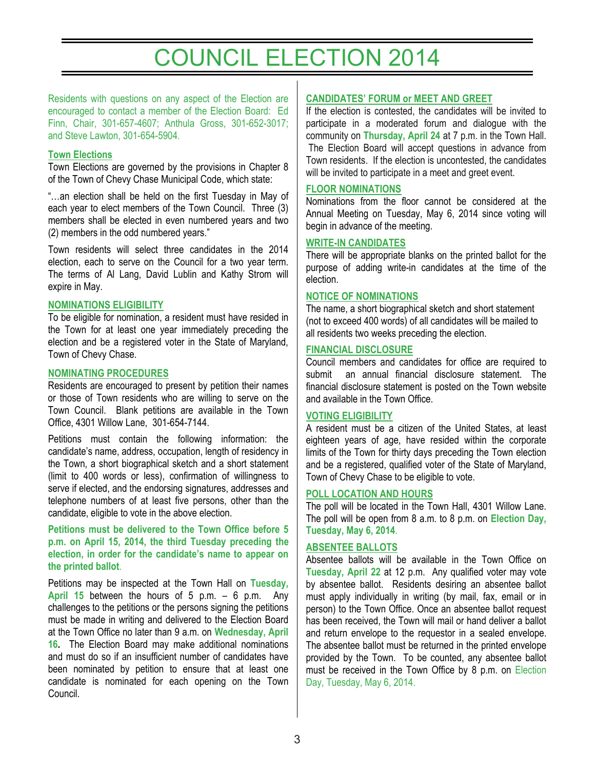# COUNCIL ELECTION 2014

Residents with questions on any aspect of the Election are encouraged to contact a member of the Election Board: Ed Finn, Chair, 301-657-4607; Anthula Gross, 301-652-3017; and Steve Lawton, 301-654-5904.

### Town Elections

Town Elections are governed by the provisions in Chapter 8 of the Town of Chevy Chase Municipal Code, which state:

"…an election shall be held on the first Tuesday in May of each year to elect members of the Town Council. Three (3) members shall be elected in even numbered years and two (2) members in the odd numbered years."

Town residents will select three candidates in the 2014 election, each to serve on the Council for a two year term. The terms of Al Lang, David Lublin and Kathy Strom will expire in May.

### NOMINATIONS ELIGIBILITY

To be eligible for nomination, a resident must have resided in the Town for at least one year immediately preceding the election and be a registered voter in the State of Maryland, Town of Chevy Chase.

### NOMINATING PROCEDURES

Residents are encouraged to present by petition their names or those of Town residents who are willing to serve on the Town Council. Blank petitions are available in the Town Office, 4301 Willow Lane, 301-654-7144.

Petitions must contain the following information: the candidate's name, address, occupation, length of residency in the Town, a short biographical sketch and a short statement (limit to 400 words or less), confirmation of willingness to serve if elected, and the endorsing signatures, addresses and telephone numbers of at least five persons, other than the candidate, eligible to vote in the above election.

**Petitions must be delivered to the Town Office before 5 p.m. on April 15, 2014, the third Tuesday preceding the election, in order for the candidate's name to appear on the printed ballot**.

Petitions may be inspected at the Town Hall on **Tuesday, April 15** between the hours of 5 p.m. – 6 p.m. Any challenges to the petitions or the persons signing the petitions must be made in writing and delivered to the Election Board at the Town Office no later than 9 a.m. on **Wednesday, April 16.** The Election Board may make additional nominations and must do so if an insufficient number of candidates have been nominated by petition to ensure that at least one candidate is nominated for each opening on the Town Council.

### CANDIDATES' FORUM or MEET AND GREET

If the election is contested, the candidates will be invited to participate in a moderated forum and dialogue with the community on **Thursday, April 24** at 7 p.m. in the Town Hall. The Election Board will accept questions in advance from Town residents. If the election is uncontested, the candidates will be invited to participate in a meet and greet event.

### FLOOR NOMINATIONS

Nominations from the floor cannot be considered at the Annual Meeting on Tuesday, May 6, 2014 since voting will begin in advance of the meeting.

### WRITE-IN CANDIDATES

There will be appropriate blanks on the printed ballot for the purpose of adding write-in candidates at the time of the election.

### NOTICE OF NOMINATIONS

The name, a short biographical sketch and short statement (not to exceed 400 words) of all candidates will be mailed to all residents two weeks preceding the election.

### FINANCIAL DISCLOSURE

Council members and candidates for office are required to submit an annual financial disclosure statement. The financial disclosure statement is posted on the Town website and available in the Town Office.

### VOTING ELIGIBILITY

A resident must be a citizen of the United States, at least eighteen years of age, have resided within the corporate limits of the Town for thirty days preceding the Town election and be a registered, qualified voter of the State of Maryland, Town of Chevy Chase to be eligible to vote.

### POLL LOCATION AND HOURS

The poll will be located in the Town Hall, 4301 Willow Lane. The poll will be open from 8 a.m. to 8 p.m. on **Election Day, Tuesday, May 6, 2014**.

### ABSENTEE BALLOTS

Absentee ballots will be available in the Town Office on **Tuesday, April 22** at 12 p.m. Any qualified voter may vote by absentee ballot. Residents desiring an absentee ballot must apply individually in writing (by mail, fax, email or in person) to the Town Office. Once an absentee ballot request has been received, the Town will mail or hand deliver a ballot and return envelope to the requestor in a sealed envelope. The absentee ballot must be returned in the printed envelope provided by the Town. To be counted, any absentee ballot must be received in the Town Office by 8 p.m. on Election Day, Tuesday, May 6, 2014.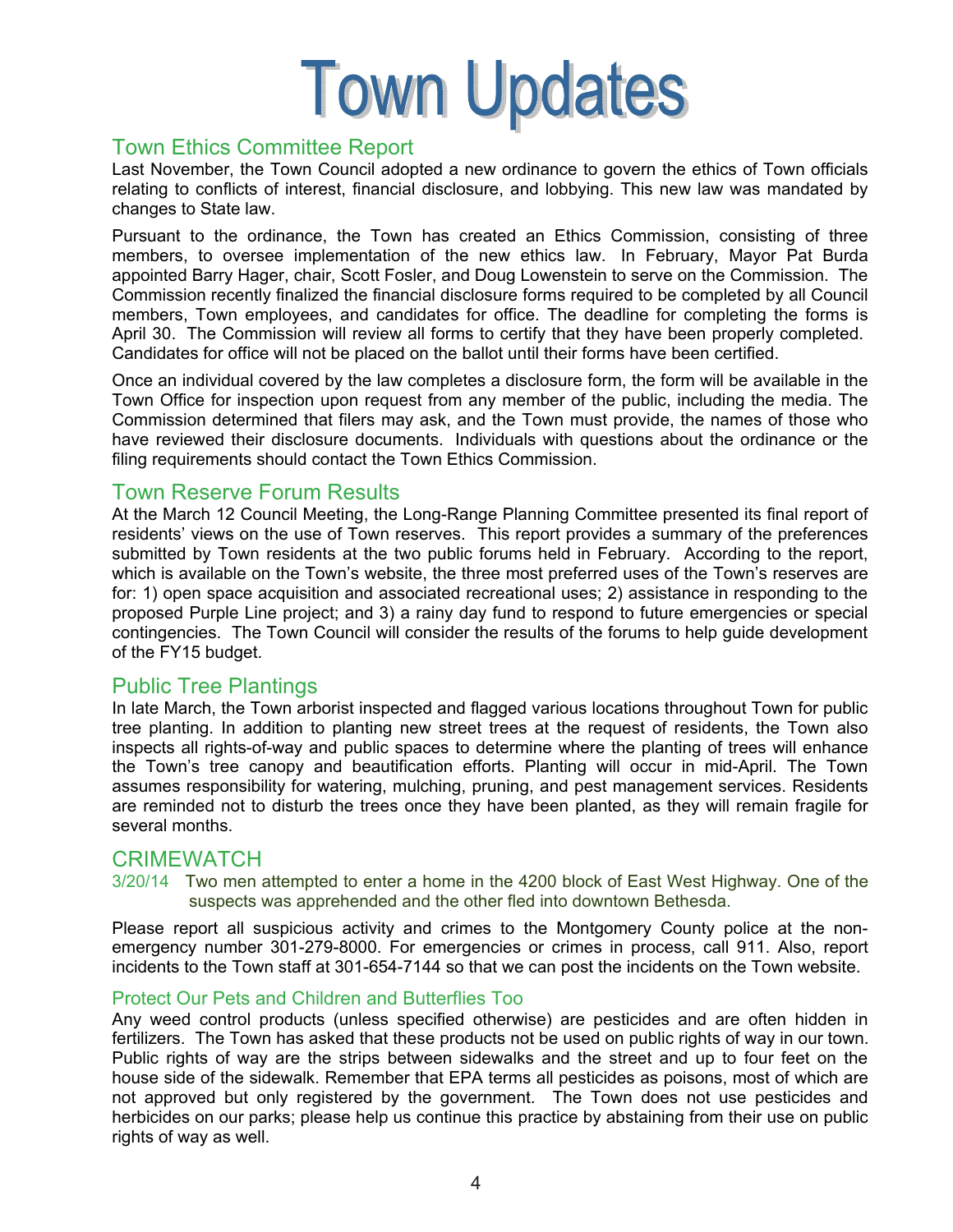# Town Updates

## Town Ethics Committee Report

Last November, the Town Council adopted a new ordinance to govern the ethics of Town officials relating to conflicts of interest, financial disclosure, and lobbying. This new law was mandated by changes to State law.

Pursuant to the ordinance, the Town has created an Ethics Commission, consisting of three members, to oversee implementation of the new ethics law. In February, Mayor Pat Burda appointed Barry Hager, chair, Scott Fosler, and Doug Lowenstein to serve on the Commission. The Commission recently finalized the financial disclosure forms required to be completed by all Council members, Town employees, and candidates for office. The deadline for completing the forms is April 30. The Commission will review all forms to certify that they have been properly completed. Candidates for office will not be placed on the ballot until their forms have been certified.

Once an individual covered by the law completes a disclosure form, the form will be available in the Town Office for inspection upon request from any member of the public, including the media. The Commission determined that filers may ask, and the Town must provide, the names of those who have reviewed their disclosure documents. Individuals with questions about the ordinance or the filing requirements should contact the Town Ethics Commission.

## Town Reserve Forum Results

At the March 12 Council Meeting, the Long-Range Planning Committee presented its final report of residents' views on the use of Town reserves. This report provides a summary of the preferences submitted by Town residents at the two public forums held in February. According to the report, which is available on the Town's website, the three most preferred uses of the Town's reserves are for: 1) open space acquisition and associated recreational uses; 2) assistance in responding to the proposed Purple Line project; and 3) a rainy day fund to respond to future emergencies or special contingencies. The Town Council will consider the results of the forums to help guide development of the FY15 budget.

## Public Tree Plantings

In late March, the Town arborist inspected and flagged various locations throughout Town for public tree planting. In addition to planting new street trees at the request of residents, the Town also inspects all rights-of-way and public spaces to determine where the planting of trees will enhance the Town's tree canopy and beautification efforts. Planting will occur in mid-April. The Town assumes responsibility for watering, mulching, pruning, and pest management services. Residents are reminded not to disturb the trees once they have been planted, as they will remain fragile for several months.

## CRIMEWATCH

3/20/14 Two men attempted to enter a home in the 4200 block of East West Highway. One of the suspects was apprehended and the other fled into downtown Bethesda.

Please report all suspicious activity and crimes to the Montgomery County police at the non-emergency number 301-279-8000. For emergencies or crimes in process, call 911. Also, report incidents to the Town staff at 301-654-7144 so that we can post the incidents on the Town website.

### Protect Our Pets and Children and Butterflies Too

Any weed control products (unless specified otherwise) are pesticides and are often hidden in fertilizers. The Town has asked that these products not be used on public rights of way in our town. Public rights of way are the strips between sidewalks and the street and up to four feet on the house side of the sidewalk. Remember that EPA terms all pesticides as poisons, most of which are not approved but only registered by the government. The Town does not use pesticides and herbicides on our parks; please help us continue this practice by abstaining from their use on public rights of way as well.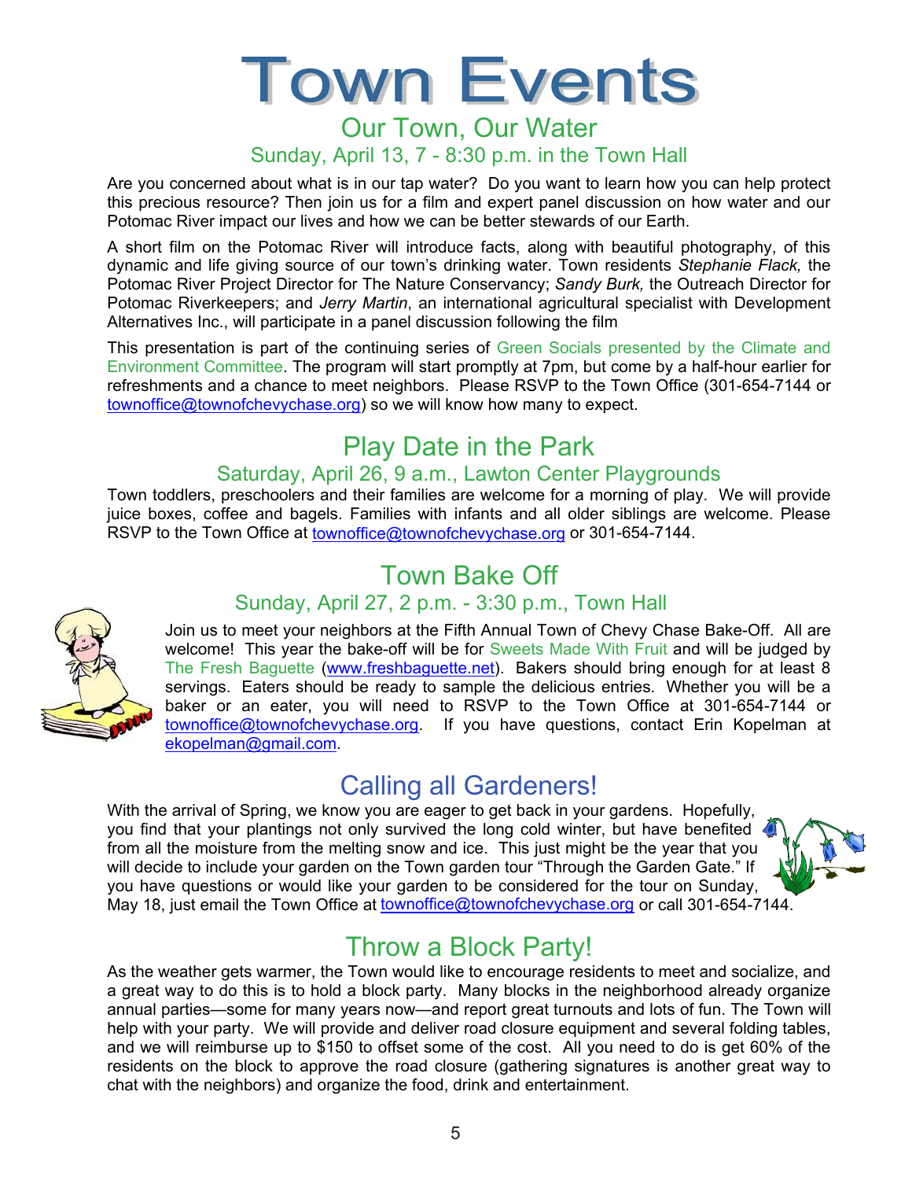# Town Events

## Our Town, Our Water

### Sunday, April 13, 7 - 8:30 p.m. in the Town Hall

Are you concerned about what is in our tap water? Do you want to learn how you can help protect this precious resource? Then join us for a film and expert panel discussion on how water and our Potomac River impact our lives and how we can be better stewards of our Earth.

A short film on the Potomac River will introduce facts, along with beautiful photography, of this dynamic and life giving source of our town's drinking water. Town residents *Stephanie Flack,* the Potomac River Project Director for The Nature Conservancy; *Sandy Burk,* the Outreach Director for Potomac Riverkeepers; and *Jerry Martin*, an international agricultural specialist with Development Alternatives Inc., will participate in a panel discussion following the film

This presentation is part of the continuing series of Green Socials presented by the Climate and Environment Committee. The program will start promptly at 7pm, but come by a half-hour earlier for refreshments and a chance to meet neighbors. Please RSVP to the Town Office (301-654-7144 or townoffice@townofchevychase.org) so we will know how many to expect.

## Play Date in the Park

### Saturday, April 26, 9 a.m., Lawton Center Playgrounds

Town toddlers, preschoolers and their families are welcome for a morning of play. We will provide juice boxes, coffee and bagels. Families with infants and all older siblings are welcome. Please RSVP to the Town Office at townoffice@townofchevychase.org or 301-654-7144.

## Town Bake Off

### Sunday, April 27, 2 p.m. - 3:30 p.m., Town Hall

Join us to meet your neighbors at the Fifth Annual Town of Chevy Chase Bake-Off. All are welcome! This year the bake-off will be for Sweets Made With Fruit and will be judged by The Fresh Baguette (www.freshbaguette.net). Bakers should bring enough for at least 8 servings. Eaters should be ready to sample the delicious entries. Whether you will be a baker or an eater, you will need to RSVP to the Town Office at 301-654-7144 or townoffice@townofchevychase.org. If you have questions, contact Erin Kopelman at ekopelman@gmail.com.

## Calling all Gardeners!

With the arrival of Spring, we know you are eager to get back in your gardens. Hopefully, you find that your plantings not only survived the long cold winter, but have benefited from all the moisture from the melting snow and ice. This just might be the year that you will decide to include your garden on the Town garden tour "Through the Garden Gate." If you have questions or would like your garden to be considered for the tour on Sunday, May 18, just email the Town Office at townoffice@townofchevychase.org or call 301-654-7144.

## Throw a Block Party!

As the weather gets warmer, the Town would like to encourage residents to meet and socialize, and a great way to do this is to hold a block party. Many blocks in the neighborhood already organize annual parties—some for many years now—and report great turnouts and lots of fun. The Town will help with your party. We will provide and deliver road closure equipment and several folding tables, and we will reimburse up to $150 to offset some of the cost. All you need to do is get 60% of the residents on the block to approve the road closure (gathering signatures is another great way to chat with the neighbors) and organize the food, drink and entertainment.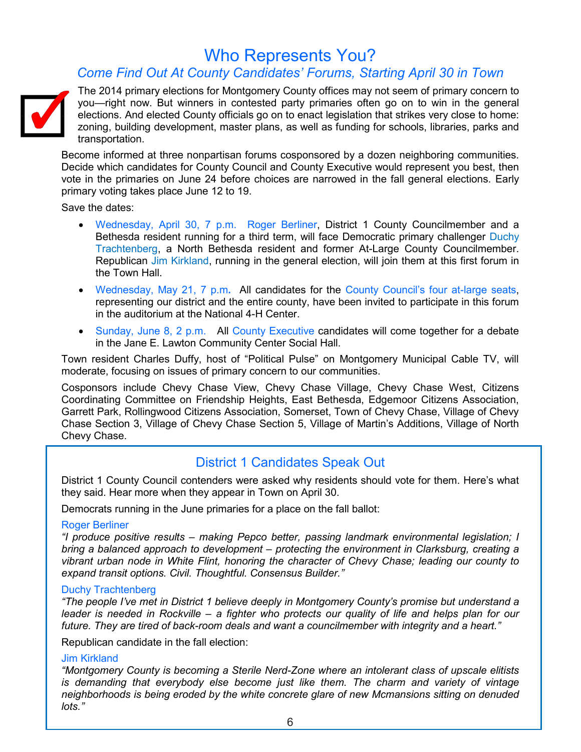# Who Represents You?

## *Come Find Out At County Candidates' Forums, Starting April 30 in Town*

The 2014 primary elections for Montgomery County offices may not seem of primary concern to you—right now. But winners in contested party primaries often go on to win in the general elections. And elected County officials go on to enact legislation that strikes very close to home: zoning, building development, master plans, as well as funding for schools, libraries, parks and transportation.

Become informed at three nonpartisan forums cosponsored by a dozen neighboring communities. Decide which candidates for County Council and County Executive would represent you best, then vote in the primaries on June 24 before choices are narrowed in the fall general elections. Early primary voting takes place June 12 to 19.

Save the dates:

- Wednesday, April 30, 7 p.m. Roger Berliner, District 1 County Councilmember and a Bethesda resident running for a third term, will face Democratic primary challenger Duchy Trachtenberg, a North Bethesda resident and former At-Large County Councilmember. Republican Jim Kirkland, running in the general election, will join them at this first forum in the Town Hall.
- Wednesday, May 21, 7 p.m**.** All candidates for the County Council's four at-large seats, representing our district and the entire county, have been invited to participate in this forum in the auditorium at the National 4-H Center.
- Sunday, June 8, 2 p.m. All County Executive candidates will come together for a debate in the Jane E. Lawton Community Center Social Hall.

Town resident Charles Duffy, host of "Political Pulse" on Montgomery Municipal Cable TV, will moderate, focusing on issues of primary concern to our communities.

Cosponsors include Chevy Chase View, Chevy Chase Village, Chevy Chase West, Citizens Coordinating Committee on Friendship Heights, East Bethesda, Edgemoor Citizens Association, Garrett Park, Rollingwood Citizens Association, Somerset, Town of Chevy Chase, Village of Chevy Chase Section 3, Village of Chevy Chase Section 5, Village of Martin's Additions, Village of North Chevy Chase.

## District 1 Candidates Speak Out

District 1 County Council contenders were asked why residents should vote for them. Here's what they said. Hear more when they appear in Town on April 30.

Democrats running in the June primaries for a place on the fall ballot:

**Roger Berliner**
*"I produce positive results – making Pepco better, passing landmark environmental legislation; I bring a balanced approach to development – protecting the environment in Clarksburg, creating a vibrant urban node in White Flint, honoring the character of Chevy Chase; leading our county to expand transit options. Civil. Thoughtful. Consensus Builder."*

**Duchy Trachtenberg**
*"The people I've met in District 1 believe deeply in Montgomery County's promise but understand a leader is needed in Rockville – a fighter who protects our quality of life and helps plan for our future. They are tired of back-room deals and want a councilmember with integrity and a heart."*

Republican candidate in the fall election:

**Jim Kirkland**
*"Montgomery County is becoming a Sterile Nerd-Zone where an intolerant class of upscale elitists is demanding that everybody else become just like them. The charm and variety of vintage neighborhoods is being eroded by the white concrete glare of new Mcmansions sitting on denuded lots."*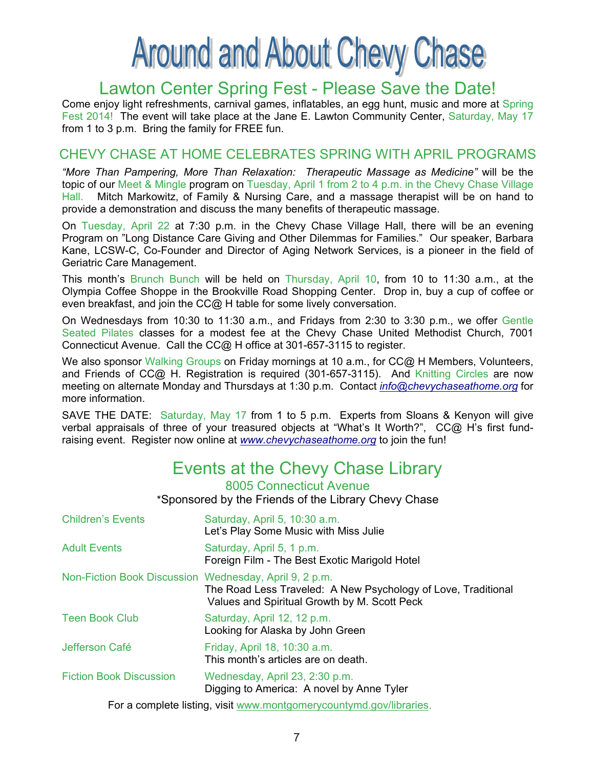# Around and About Chevy Chase

## Lawton Center Spring Fest - Please Save the Date!

Come enjoy light refreshments, carnival games, inflatables, an egg hunt, music and more at Spring Fest 2014! The event will take place at the Jane E. Lawton Community Center, Saturday, May 17 from 1 to 3 p.m. Bring the family for FREE fun.

## CHEVY CHASE AT HOME CELEBRATES SPRING WITH APRIL PROGRAMS

*"More Than Pampering, More Than Relaxation: Therapeutic Massage as Medicine"* will be the topic of our Meet & Mingle program on Tuesday, April 1 from 2 to 4 p.m. in the Chevy Chase Village Hall. Mitch Markowitz, of Family & Nursing Care, and a massage therapist will be on hand to provide a demonstration and discuss the many benefits of therapeutic massage.

On Tuesday, April 22 at 7:30 p.m. in the Chevy Chase Village Hall, there will be an evening Program on "Long Distance Care Giving and Other Dilemmas for Families." Our speaker, Barbara Kane, LCSW-C, Co-Founder and Director of Aging Network Services, is a pioneer in the field of Geriatric Care Management.

This month's Brunch Bunch will be held on Thursday, April 10, from 10 to 11:30 a.m., at the Olympia Coffee Shoppe in the Brookville Road Shopping Center. Drop in, buy a cup of coffee or even breakfast, and join the CC@ H table for some lively conversation.

On Wednesdays from 10:30 to 11:30 a.m., and Fridays from 2:30 to 3:30 p.m., we offer Gentle Seated Pilates classes for a modest fee at the Chevy Chase United Methodist Church, 7001 Connecticut Avenue. Call the CC@ H office at 301-657-3115 to register.

We also sponsor Walking Groups on Friday mornings at 10 a.m., for CC@ H Members, Volunteers, and Friends of CC@ H. Registration is required (301-657-3115). And Knitting Circles are now meeting on alternate Monday and Thursdays at 1:30 p.m. Contact *info@chevychaseathome.org* for more information.

SAVE THE DATE: Saturday, May 17 from 1 to 5 p.m. Experts from Sloans & Kenyon will give verbal appraisals of three of your treasured objects at "What's It Worth?", CC@ H's first fund-raising event. Register now online at www.chevychaseathome.org to join the fun!

## Events at the Chevy Chase Library

### 8005 Connecticut Avenue

\*Sponsored by the Friends of the Library Chevy Chase

| | |
|---|---|
| Children's Events | Saturday, April 5, 10:30 a.m.<br>Let's Play Some Music with Miss Julie |
| Adult Events | Saturday, April 5, 1 p.m.<br>Foreign Film - The Best Exotic Marigold Hotel |
| Non-Fiction Book Discussion | Wednesday, April 9, 2 p.m.<br>The Road Less Traveled: A New Psychology of Love, Traditional Values and Spiritual Growth by M. Scott Peck |
| Teen Book Club | Saturday, April 12, 12 p.m.<br>Looking for Alaska by John Green |
| Jefferson Café | Friday, April 18, 10:30 a.m.<br>This month's articles are on death. |
| Fiction Book Discussion | Wednesday, April 23, 2:30 p.m.<br>Digging to America: A novel by Anne Tyler |

For a complete listing, visit www.montgomerycountymd.gov/libraries.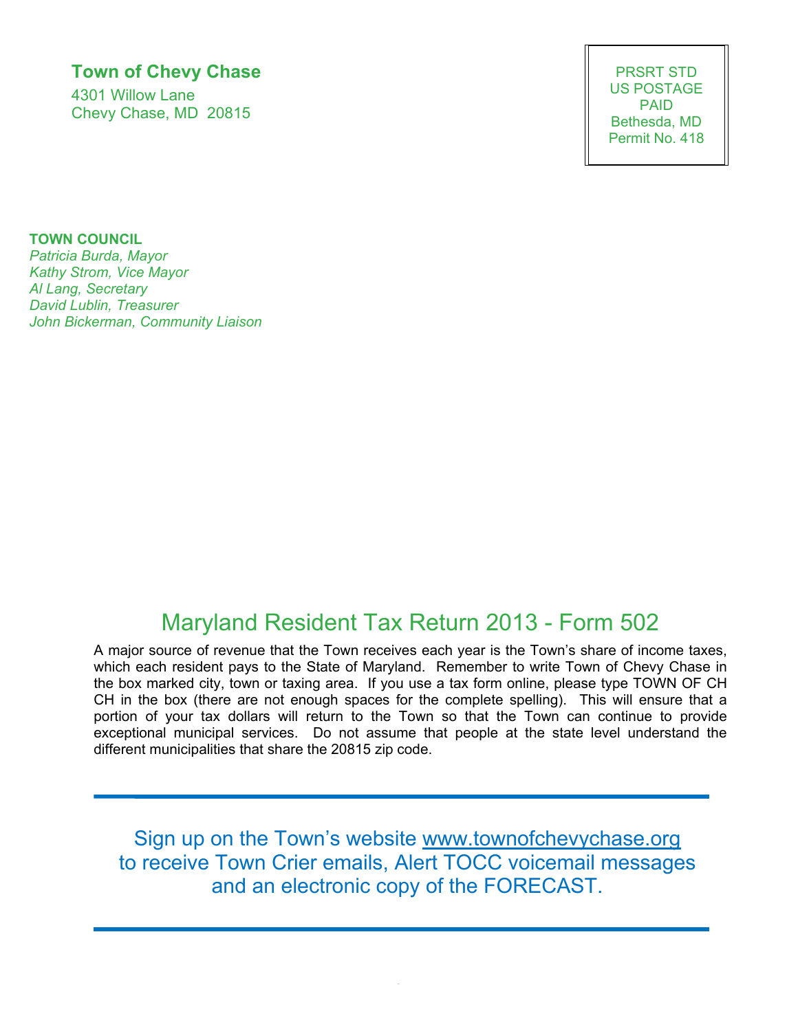**Town of Chevy Chase**

4301 Willow Lane
Chevy Chase, MD 20815

PRSRT STD
US POSTAGE
PAID
Bethesda, MD
Permit No. 418

**TOWN COUNCIL**

*Patricia Burda, Mayor*
*Kathy Strom, Vice Mayor*
*Al Lang, Secretary*
*David Lublin, Treasurer*
*John Bickerman, Community Liaison*

## Maryland Resident Tax Return 2013 - Form 502

A major source of revenue that the Town receives each year is the Town's share of income taxes, which each resident pays to the State of Maryland. Remember to write Town of Chevy Chase in the box marked city, town or taxing area. If you use a tax form online, please type TOWN OF CH CH in the box (there are not enough spaces for the complete spelling). This will ensure that a portion of your tax dollars will return to the Town so that the Town can continue to provide exceptional municipal services. Do not assume that people at the state level understand the different municipalities that share the 20815 zip code.

---

Sign up on the Town's website www.townofchevychase.org to receive Town Crier emails, Alert TOCC voicemail messages and an electronic copy of the FORECAST.

---